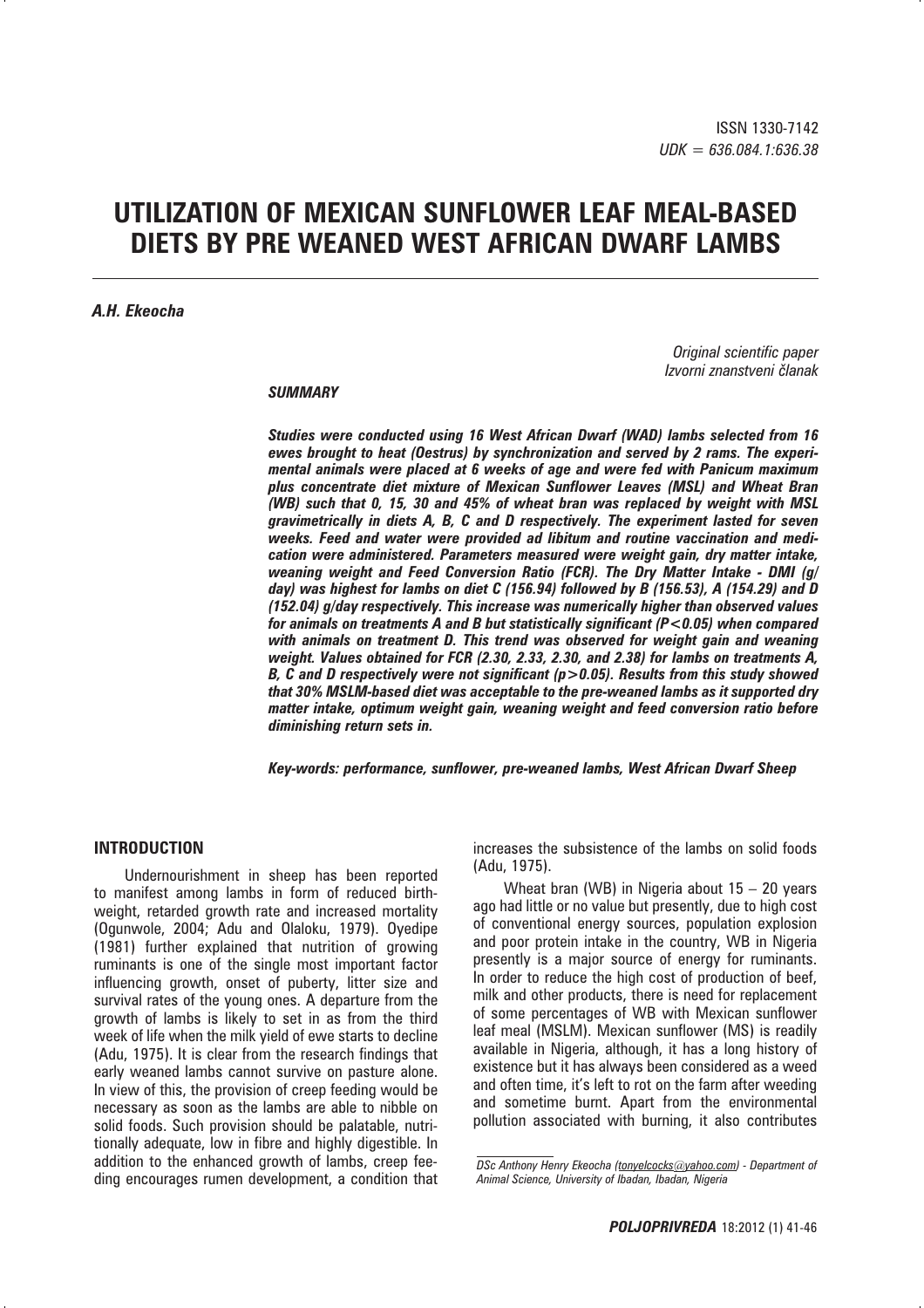ISSN 1330-7142
*UDK = 636.084.1:636.38*

# UTILIZATION OF MEXICAN SUNFLOWER LEAF MEAL-BASED DIETS BY PRE WEANED WEST AFRICAN DWARF LAMBS

***A.H. Ekeocha***

*Original scientific paper*
*Izvorni znanstveni članak*

***SUMMARY***

***Studies were conducted using 16 West African Dwarf (WAD) lambs selected from 16 ewes brought to heat (Oestrus) by synchronization and served by 2 rams. The experimental animals were placed at 6 weeks of age and were fed with Panicum maximum plus concentrate diet mixture of Mexican Sunflower Leaves (MSL) and Wheat Bran (WB) such that 0, 15, 30 and 45% of wheat bran was replaced by weight with MSL gravimetrically in diets A, B, C and D respectively. The experiment lasted for seven weeks. Feed and water were provided ad libitum and routine vaccination and medication were administered. Parameters measured were weight gain, dry matter intake, weaning weight and Feed Conversion Ratio (FCR). The Dry Matter Intake - DMI (g/day) was highest for lambs on diet C (156.94) followed by B (156.53), A (154.29) and D (152.04) g/day respectively. This increase was numerically higher than observed values for animals on treatments A and B but statistically significant (P<0.05) when compared with animals on treatment D. This trend was observed for weight gain and weaning weight. Values obtained for FCR (2.30, 2.33, 2.30, and 2.38) for lambs on treatments A, B, C and D respectively were not significant (p>0.05). Results from this study showed that 30% MSLM-based diet was acceptable to the pre-weaned lambs as it supported dry matter intake, optimum weight gain, weaning weight and feed conversion ratio before diminishing return sets in.***

***Key-words: performance, sunflower, pre-weaned lambs, West African Dwarf Sheep***

## INTRODUCTION

Undernourishment in sheep has been reported to manifest among lambs in form of reduced birth-weight, retarded growth rate and increased mortality (Ogunwole, 2004; Adu and Olaloku, 1979). Oyedipe (1981) further explained that nutrition of growing ruminants is one of the single most important factor influencing growth, onset of puberty, litter size and survival rates of the young ones. A departure from the growth of lambs is likely to set in as from the third week of life when the milk yield of ewe starts to decline (Adu, 1975). It is clear from the research findings that early weaned lambs cannot survive on pasture alone. In view of this, the provision of creep feeding would be necessary as soon as the lambs are able to nibble on solid foods. Such provision should be palatable, nutritionally adequate, low in fibre and highly digestible. In addition to the enhanced growth of lambs, creep feeding encourages rumen development, a condition that increases the subsistence of the lambs on solid foods (Adu, 1975).

Wheat bran (WB) in Nigeria about 15 – 20 years ago had little or no value but presently, due to high cost of conventional energy sources, population explosion and poor protein intake in the country, WB in Nigeria presently is a major source of energy for ruminants. In order to reduce the high cost of production of beef, milk and other products, there is need for replacement of some percentages of WB with Mexican sunflower leaf meal (MSLM). Mexican sunflower (MS) is readily available in Nigeria, although, it has a long history of existence but it has always been considered as a weed and often time, it's left to rot on the farm after weeding and sometime burnt. Apart from the environmental pollution associated with burning, it also contributes

*DSc Anthony Henry Ekeocha (tonyelcocks@yahoo.com) - Department of Animal Science, University of Ibadan, Ibadan, Nigeria*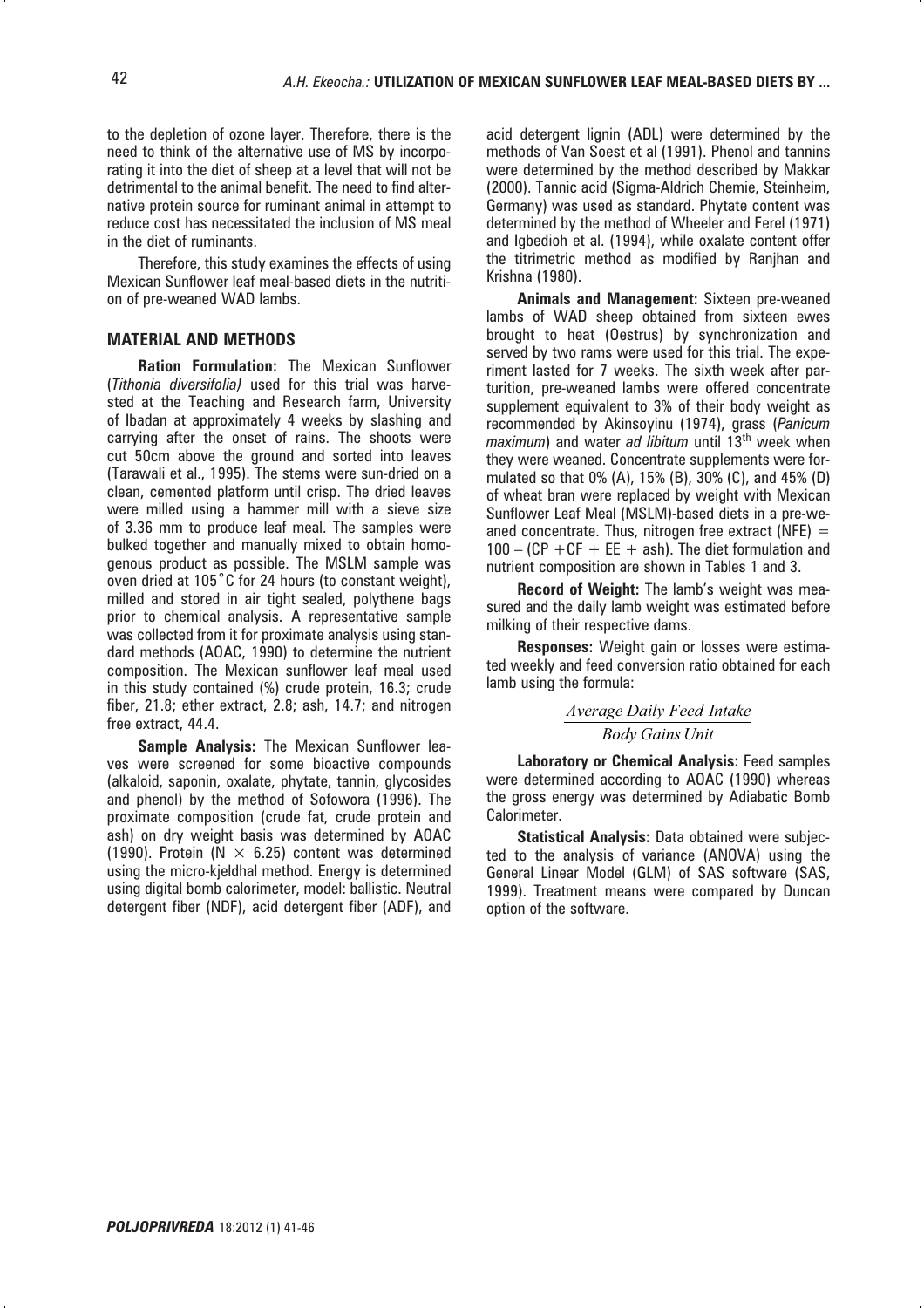to the depletion of ozone layer. Therefore, there is the need to think of the alternative use of MS by incorporating it into the diet of sheep at a level that will not be detrimental to the animal benefit. The need to find alternative protein source for ruminant animal in attempt to reduce cost has necessitated the inclusion of MS meal in the diet of ruminants.

Therefore, this study examines the effects of using Mexican Sunflower leaf meal-based diets in the nutrition of pre-weaned WAD lambs.

## MATERIAL AND METHODS

**Ration Formulation:** The Mexican Sunflower (*Tithonia diversifolia)* used for this trial was harvested at the Teaching and Research farm, University of Ibadan at approximately 4 weeks by slashing and carrying after the onset of rains. The shoots were cut 50cm above the ground and sorted into leaves (Tarawali et al., 1995). The stems were sun-dried on a clean, cemented platform until crisp. The dried leaves were milled using a hammer mill with a sieve size of 3.36 mm to produce leaf meal. The samples were bulked together and manually mixed to obtain homogenous product as possible. The MSLM sample was oven dried at 105˚C for 24 hours (to constant weight), milled and stored in air tight sealed, polythene bags prior to chemical analysis. A representative sample was collected from it for proximate analysis using standard methods (AOAC, 1990) to determine the nutrient composition. The Mexican sunflower leaf meal used in this study contained (%) crude protein, 16.3; crude fiber, 21.8; ether extract, 2.8; ash, 14.7; and nitrogen free extract, 44.4.

**Sample Analysis:** The Mexican Sunflower leaves were screened for some bioactive compounds (alkaloid, saponin, oxalate, phytate, tannin, glycosides and phenol) by the method of Sofowora (1996). The proximate composition (crude fat, crude protein and ash) on dry weight basis was determined by AOAC (1990). Protein (N $\times$ 6.25) content was determined using the micro-kjeldhal method. Energy is determined using digital bomb calorimeter, model: ballistic. Neutral detergent fiber (NDF), acid detergent fiber (ADF), and acid detergent lignin (ADL) were determined by the methods of Van Soest et al (1991). Phenol and tannins were determined by the method described by Makkar (2000). Tannic acid (Sigma-Aldrich Chemie, Steinheim, Germany) was used as standard. Phytate content was determined by the method of Wheeler and Ferel (1971) and Igbedioh et al. (1994), while oxalate content offer the titrimetric method as modified by Ranjhan and Krishna (1980).

**Animals and Management:** Sixteen pre-weaned lambs of WAD sheep obtained from sixteen ewes brought to heat (Oestrus) by synchronization and served by two rams were used for this trial. The experiment lasted for 7 weeks. The sixth week after parturition, pre-weaned lambs were offered concentrate supplement equivalent to 3% of their body weight as recommended by Akinsoyinu (1974), grass (*Panicum maximum*) and water *ad libitum* until 13$^{th}$ week when they were weaned. Concentrate supplements were formulated so that 0% (A), 15% (B), 30% (C), and 45% (D) of wheat bran were replaced by weight with Mexican Sunflower Leaf Meal (MSLM)-based diets in a pre-weaned concentrate. Thus, nitrogen free extract (NFE) $=$ $100 - (CP + CF + EE + ash)$. The diet formulation and nutrient composition are shown in Tables 1 and 3.

**Record of Weight:** The lamb's weight was measured and the daily lamb weight was estimated before milking of their respective dams.

**Responses:** Weight gain or losses were estimated weekly and feed conversion ratio obtained for each lamb using the formula:

$$\frac{\textit{Average Daily Feed Intake}}{\textit{Body Gains Unit}}$$

**Laboratory or Chemical Analysis:** Feed samples were determined according to AOAC (1990) whereas the gross energy was determined by Adiabatic Bomb Calorimeter.

**Statistical Analysis:** Data obtained were subjected to the analysis of variance (ANOVA) using the General Linear Model (GLM) of SAS software (SAS, 1999). Treatment means were compared by Duncan option of the software.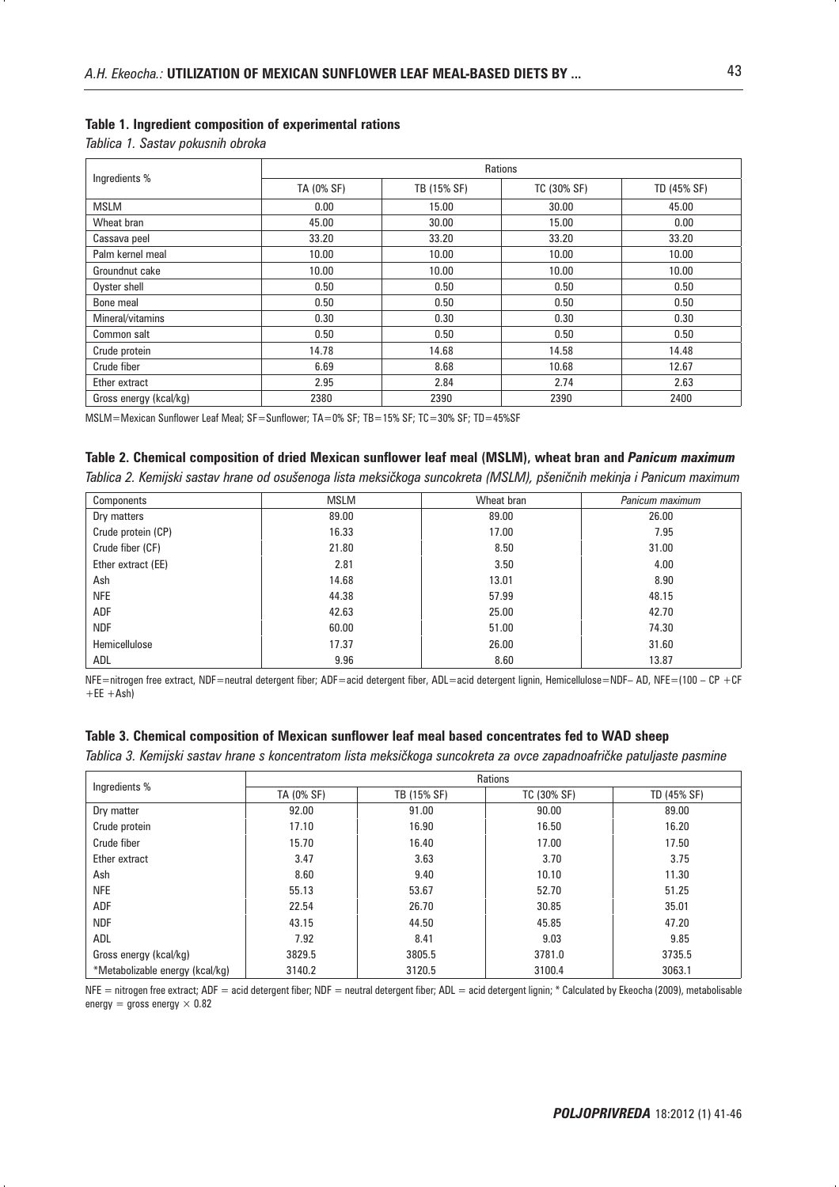**Table 1. Ingredient composition of experimental rations**

*Tablica 1. Sastav pokusnih obroka*

| Ingredients % | Rations | | | |
|---|---|---|---|---|
| | TA (0% SF) | TB (15% SF) | TC (30% SF) | TD (45% SF) |
| MSLM | 0.00 | 15.00 | 30.00 | 45.00 |
| Wheat bran | 45.00 | 30.00 | 15.00 | 0.00 |
| Cassava peel | 33.20 | 33.20 | 33.20 | 33.20 |
| Palm kernel meal | 10.00 | 10.00 | 10.00 | 10.00 |
| Groundnut cake | 10.00 | 10.00 | 10.00 | 10.00 |
| Oyster shell | 0.50 | 0.50 | 0.50 | 0.50 |
| Bone meal | 0.50 | 0.50 | 0.50 | 0.50 |
| Mineral/vitamins | 0.30 | 0.30 | 0.30 | 0.30 |
| Common salt | 0.50 | 0.50 | 0.50 | 0.50 |
| Crude protein | 14.78 | 14.68 | 14.58 | 14.48 |
| Crude fiber | 6.69 | 8.68 | 10.68 | 12.67 |
| Ether extract | 2.95 | 2.84 | 2.74 | 2.63 |
| Gross energy (kcal/kg) | 2380 | 2390 | 2390 | 2400 |

MSLM=Mexican Sunflower Leaf Meal; SF=Sunflower; TA=0% SF; TB=15% SF; TC=30% SF; TD=45%SF

**Table 2. Chemical composition of dried Mexican sunflower leaf meal (MSLM), wheat bran and *Panicum maximum***

*Tablica 2. Kemijski sastav hrane od osušenoga lista meksičkoga suncokreta (MSLM), pšeničnih mekinja i Panicum maximum*

| Components | MSLM | Wheat bran | *Panicum maximum* |
|---|---|---|---|
| Dry matters | 89.00 | 89.00 | 26.00 |
| Crude protein (CP) | 16.33 | 17.00 | 7.95 |
| Crude fiber (CF) | 21.80 | 8.50 | 31.00 |
| Ether extract (EE) | 2.81 | 3.50 | 4.00 |
| Ash | 14.68 | 13.01 | 8.90 |
| NFE | 44.38 | 57.99 | 48.15 |
| ADF | 42.63 | 25.00 | 42.70 |
| NDF | 60.00 | 51.00 | 74.30 |
| Hemicellulose | 17.37 | 26.00 | 31.60 |
| ADL | 9.96 | 8.60 | 13.87 |

NFE=nitrogen free extract, NDF=neutral detergent fiber; ADF=acid detergent fiber, ADL=acid detergent lignin, Hemicellulose=NDF– AD, NFE=(100 – CP +CF +EE +Ash)

**Table 3. Chemical composition of Mexican sunflower leaf meal based concentrates fed to WAD sheep**

*Tablica 3. Kemijski sastav hrane s koncentratom lista meksičkoga suncokreta za ovce zapadnoafričke patuljaste pasmine*

| Ingredients % | Rations | | | |
|---|---|---|---|---|
| | TA (0% SF) | TB (15% SF) | TC (30% SF) | TD (45% SF) |
| Dry matter | 92.00 | 91.00 | 90.00 | 89.00 |
| Crude protein | 17.10 | 16.90 | 16.50 | 16.20 |
| Crude fiber | 15.70 | 16.40 | 17.00 | 17.50 |
| Ether extract | 3.47 | 3.63 | 3.70 | 3.75 |
| Ash | 8.60 | 9.40 | 10.10 | 11.30 |
| NFE | 55.13 | 53.67 | 52.70 | 51.25 |
| ADF | 22.54 | 26.70 | 30.85 | 35.01 |
| NDF | 43.15 | 44.50 | 45.85 | 47.20 |
| ADL | 7.92 | 8.41 | 9.03 | 9.85 |
| Gross energy (kcal/kg) | 3829.5 | 3805.5 | 3781.0 | 3735.5 |
| *Metabolizable energy (kcal/kg) | 3140.2 | 3120.5 | 3100.4 | 3063.1 |

NFE = nitrogen free extract; ADF = acid detergent fiber; NDF = neutral detergent fiber; ADL = acid detergent lignin; * Calculated by Ekeocha (2009), metabolisable energy = gross energy × 0.82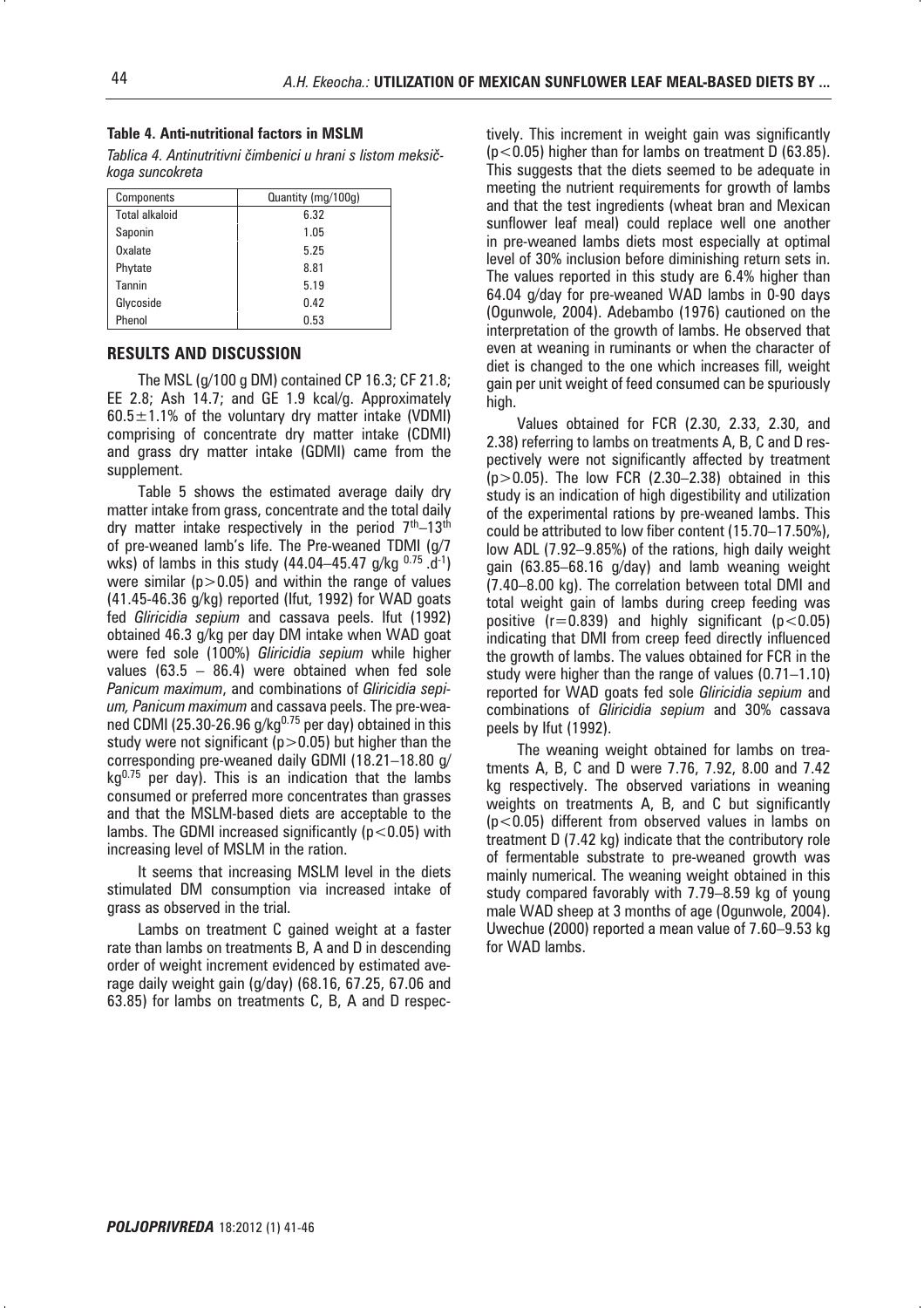**Table 4. Anti-nutritional factors in MSLM**

*Tablica 4. Antinutritivni čimbenici u hrani s listom meksičkoga suncokreta*

| Components | Quantity (mg/100g) |
|---|---|
| Total alkaloid | 6.32 |
| Saponin | 1.05 |
| Oxalate | 5.25 |
| Phytate | 8.81 |
| Tannin | 5.19 |
| Glycoside | 0.42 |
| Phenol | 0.53 |

## RESULTS AND DISCUSSION

The MSL (g/100 g DM) contained CP 16.3; CF 21.8; EE 2.8; Ash 14.7; and GE 1.9 kcal/g. Approximately $60.5 \pm 1.1\%$ of the voluntary dry matter intake (VDMI) comprising of concentrate dry matter intake (CDMI) and grass dry matter intake (GDMI) came from the supplement.

Table 5 shows the estimated average daily dry matter intake from grass, concentrate and the total daily dry matter intake respectively in the period $7^{th}$–$13^{th}$ of pre-weaned lamb's life. The Pre-weaned TDMI (g/7 wks) of lambs in this study (44.04–45.47 g/kg $^{0.75}$ .d$^{-1}$) were similar ($p>0.05$) and within the range of values (41.45-46.36 g/kg) reported (Ifut, 1992) for WAD goats fed *Gliricidia sepium* and cassava peels. Ifut (1992) obtained 46.3 g/kg per day DM intake when WAD goat were fed sole (100%) *Gliricidia sepium* while higher values (63.5 – 86.4) were obtained when fed sole *Panicum maximum*, and combinations of *Gliricidia sepium, Panicum maximum* and cassava peels. The pre-weaned CDMI (25.30-26.96 g/kg$^{0.75}$ per day) obtained in this study were not significant ($p>0.05$) but higher than the corresponding pre-weaned daily GDMI (18.21–18.80 g/kg$^{0.75}$ per day). This is an indication that the lambs consumed or preferred more concentrates than grasses and that the MSLM-based diets are acceptable to the lambs. The GDMI increased significantly ($p<0.05$) with increasing level of MSLM in the ration.

It seems that increasing MSLM level in the diets stimulated DM consumption via increased intake of grass as observed in the trial.

Lambs on treatment C gained weight at a faster rate than lambs on treatments B, A and D in descending order of weight increment evidenced by estimated average daily weight gain (g/day) (68.16, 67.25, 67.06 and 63.85) for lambs on treatments C, B, A and D respectively. This increment in weight gain was significantly ($p<0.05$) higher than for lambs on treatment D (63.85). This suggests that the diets seemed to be adequate in meeting the nutrient requirements for growth of lambs and that the test ingredients (wheat bran and Mexican sunflower leaf meal) could replace well one another in pre-weaned lambs diets most especially at optimal level of 30% inclusion before diminishing return sets in. The values reported in this study are 6.4% higher than 64.04 g/day for pre-weaned WAD lambs in 0-90 days (Ogunwole, 2004). Adebambo (1976) cautioned on the interpretation of the growth of lambs. He observed that even at weaning in ruminants or when the character of diet is changed to the one which increases fill, weight gain per unit weight of feed consumed can be spuriously high.

Values obtained for FCR (2.30, 2.33, 2.30, and 2.38) referring to lambs on treatments A, B, C and D respectively were not significantly affected by treatment ($p>0.05$). The low FCR (2.30–2.38) obtained in this study is an indication of high digestibility and utilization of the experimental rations by pre-weaned lambs. This could be attributed to low fiber content (15.70–17.50%), low ADL (7.92–9.85%) of the rations, high daily weight gain (63.85–68.16 g/day) and lamb weaning weight (7.40–8.00 kg). The correlation between total DMI and total weight gain of lambs during creep feeding was positive ($r=0.839$) and highly significant ($p<0.05$) indicating that DMI from creep feed directly influenced the growth of lambs. The values obtained for FCR in the study were higher than the range of values (0.71–1.10) reported for WAD goats fed sole *Gliricidia sepium* and combinations of *Gliricidia sepium* and 30% cassava peels by Ifut (1992).

The weaning weight obtained for lambs on treatments A, B, C and D were 7.76, 7.92, 8.00 and 7.42 kg respectively. The observed variations in weaning weights on treatments A, B, and C but significantly ($p<0.05$) different from observed values in lambs on treatment D (7.42 kg) indicate that the contributory role of fermentable substrate to pre-weaned growth was mainly numerical. The weaning weight obtained in this study compared favorably with 7.79–8.59 kg of young male WAD sheep at 3 months of age (Ogunwole, 2004). Uwechue (2000) reported a mean value of 7.60–9.53 kg for WAD lambs.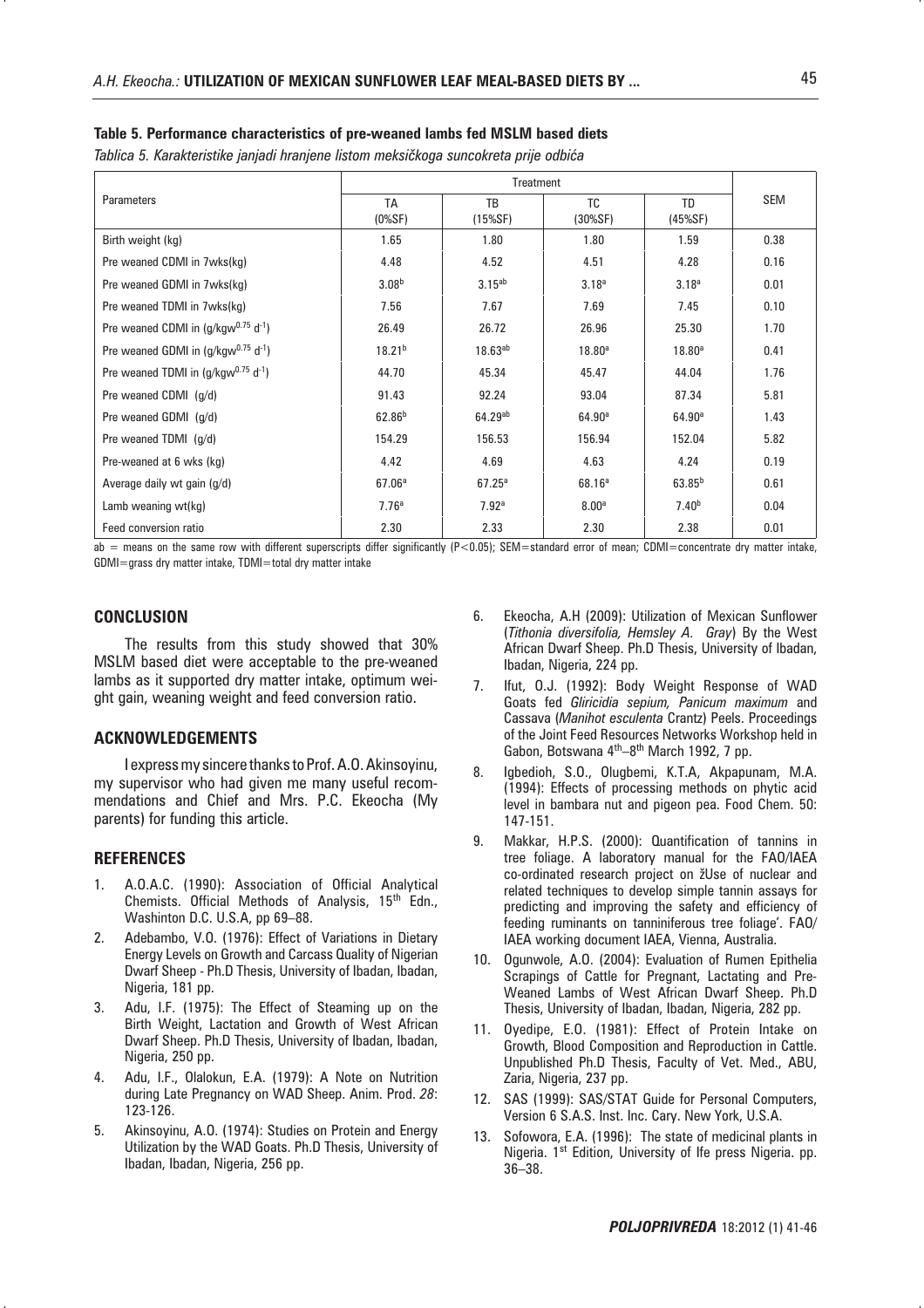**Table 5. Performance characteristics of pre-weaned lambs fed MSLM based diets**

*Tablica 5. Karakteristike janjadi hranjene listom meksičkoga suncokreta prije odbića*

| Parameters | Treatment | | | | SEM |
|---|---|---|---|---|---|
| | TA (0%SF) | TB (15%SF) | TC (30%SF) | TD (45%SF) | |
| Birth weight (kg) | 1.65 | 1.80 | 1.80 | 1.59 | 0.38 |
| Pre weaned CDMI in 7wks(kg) | 4.48 | 4.52 | 4.51 | 4.28 | 0.16 |
| Pre weaned GDMI in 7wks(kg) | 3.08[b] | 3.15[ab] | 3.18[a] | 3.18[a] | 0.01 |
| Pre weaned TDMI in 7wks(kg) | 7.56 | 7.67 | 7.69 | 7.45 | 0.10 |
| Pre weaned CDMI in ($g/kgw^{0.75}$ $d^{-1}$) | 26.49 | 26.72 | 26.96 | 25.30 | 1.70 |
| Pre weaned GDMI in ($g/kgw^{0.75}$ $d^{-1}$) | 18.21[b] | 18.63[ab] | 18.80[a] | 18.80[a] | 0.41 |
| Pre weaned TDMI in ($g/kgw^{0.75}$ $d^{-1}$) | 44.70 | 45.34 | 45.47 | 44.04 | 1.76 |
| Pre weaned CDMI (g/d) | 91.43 | 92.24 | 93.04 | 87.34 | 5.81 |
| Pre weaned GDMI (g/d) | 62.86[b] | 64.29[ab] | 64.90[a] | 64.90[a] | 1.43 |
| Pre weaned TDMI (g/d) | 154.29 | 156.53 | 156.94 | 152.04 | 5.82 |
| Pre-weaned at 6 wks (kg) | 4.42 | 4.69 | 4.63 | 4.24 | 0.19 |
| Average daily wt gain (g/d) | 67.06[a] | 67.25[a] | 68.16[a] | 63.85[b] | 0.61 |
| Lamb weaning wt(kg) | 7.76[a] | 7.92[a] | 8.00[a] | 7.40[b] | 0.04 |
| Feed conversion ratio | 2.30 | 2.33 | 2.30 | 2.38 | 0.01 |

ab = means on the same row with different superscripts differ significantly ($P<0.05$); SEM=standard error of mean; CDMI=concentrate dry matter intake, GDMI=grass dry matter intake, TDMI=total dry matter intake

## CONCLUSION

The results from this study showed that 30% MSLM based diet were acceptable to the pre-weaned lambs as it supported dry matter intake, optimum weight gain, weaning weight and feed conversion ratio.

## ACKNOWLEDGEMENTS

I express my sincere thanks to Prof. A.O. Akinsoyinu, my supervisor who had given me many useful recommendations and Chief and Mrs. P.C. Ekeocha (My parents) for funding this article.

## REFERENCES

1. A.O.A.C. (1990): Association of Official Analytical Chemists. Official Methods of Analysis, 15th Edn., Washinton D.C. U.S.A, pp 69–88.
2. Adebambo, V.O. (1976): Effect of Variations in Dietary Energy Levels on Growth and Carcass Quality of Nigerian Dwarf Sheep - Ph.D Thesis, University of Ibadan, Ibadan, Nigeria, 181 pp.
3. Adu, I.F. (1975): The Effect of Steaming up on the Birth Weight, Lactation and Growth of West African Dwarf Sheep. Ph.D Thesis, University of Ibadan, Ibadan, Nigeria, 250 pp.
4. Adu, I.F., Olalokun, E.A. (1979): A Note on Nutrition during Late Pregnancy on WAD Sheep. Anim. Prod. *28*: 123-126.
5. Akinsoyinu, A.O. (1974): Studies on Protein and Energy Utilization by the WAD Goats. Ph.D Thesis, University of Ibadan, Ibadan, Nigeria, 256 pp.
6. Ekeocha, A.H (2009): Utilization of Mexican Sunflower (*Tithonia diversifolia, Hemsley A. Gray*) By the West African Dwarf Sheep. Ph.D Thesis, University of Ibadan, Ibadan, Nigeria, 224 pp.
7. Ifut, O.J. (1992): Body Weight Response of WAD Goats fed *Gliricidia sepium, Panicum maximum* and Cassava (*Manihot esculenta* Crantz) Peels. Proceedings of the Joint Feed Resources Networks Workshop held in Gabon, Botswana 4th–8th March 1992, 7 pp.
8. Igbedioh, S.O., Olugbemi, K.T.A, Akpapunam, M.A. (1994): Effects of processing methods on phytic acid level in bambara nut and pigeon pea. Food Chem. 50: 147-151.
9. Makkar, H.P.S. (2000): Quantification of tannins in tree foliage. A laboratory manual for the FAO/IAEA co-ordinated research project on žUse of nuclear and related techniques to develop simple tannin assays for predicting and improving the safety and efficiency of feeding ruminants on tanniniferous tree foliage'. FAO/IAEA working document IAEA, Vienna, Australia.
10. Ogunwole, A.O. (2004): Evaluation of Rumen Epithelia Scrapings of Cattle for Pregnant, Lactating and Pre-Weaned Lambs of West African Dwarf Sheep. Ph.D Thesis, University of Ibadan, Ibadan, Nigeria, 282 pp.
11. Oyedipe, E.O. (1981): Effect of Protein Intake on Growth, Blood Composition and Reproduction in Cattle. Unpublished Ph.D Thesis, Faculty of Vet. Med., ABU, Zaria, Nigeria, 237 pp.
12. SAS (1999): SAS/STAT Guide for Personal Computers, Version 6 S.A.S. Inst. Inc. Cary. New York, U.S.A.
13. Sofowora, E.A. (1996): The state of medicinal plants in Nigeria. 1st Edition, University of Ife press Nigeria. pp. 36–38.